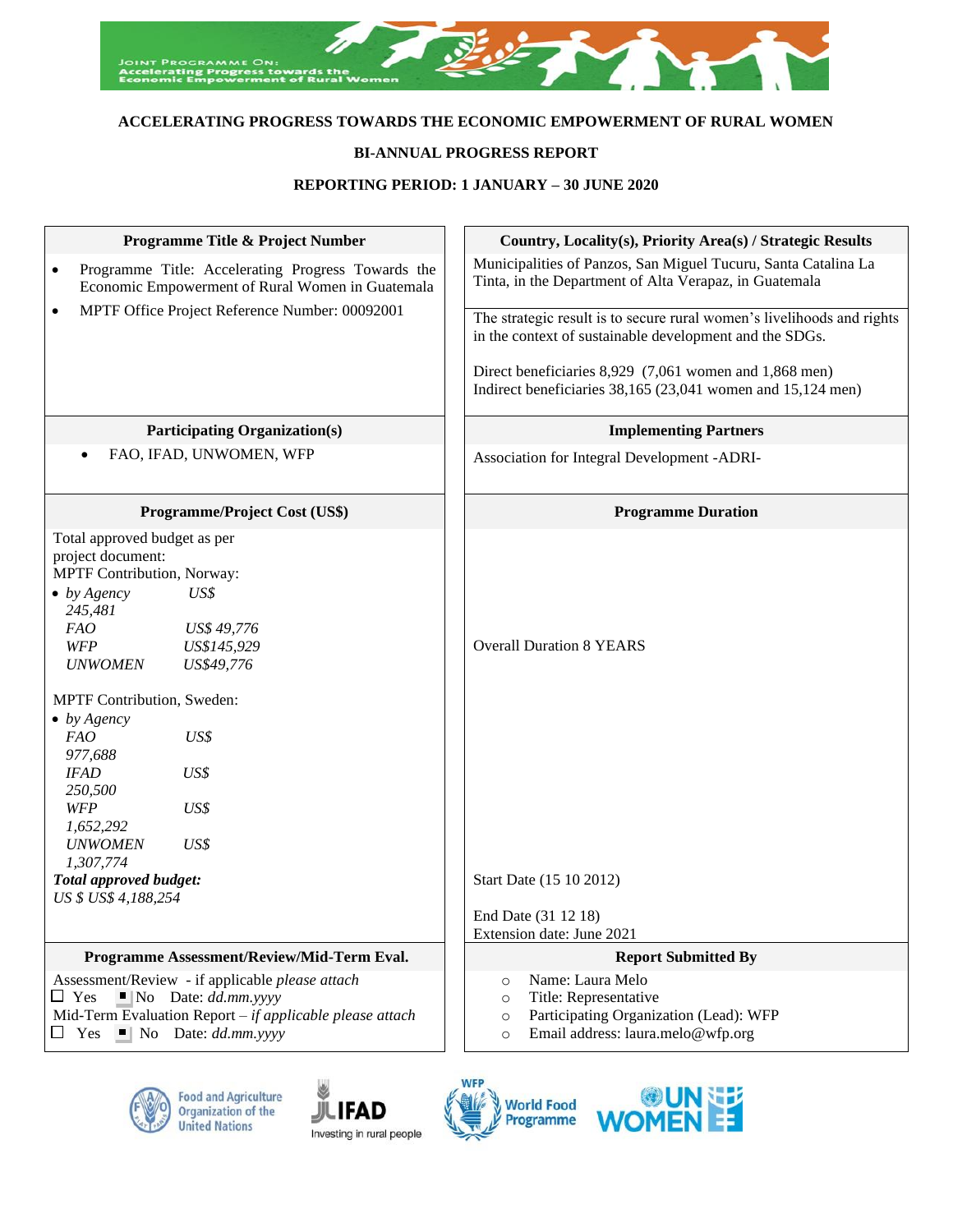JOINT PROGRAMME ON: Accelerating Progress towards the Economic Empowerment of Rural Women

**ACCELERATING PROGRESS TOWARDS THE ECONOMIC EMPOWERMENT OF RURAL WOMEN**

**BI-ANNUAL PROGRESS REPORT**

**REPORTING PERIOD: 1 JANUARY – 30 JUNE 2020**

| **Programme Title & Project Number** | **Country, Locality(s), Priority Area(s) / Strategic Results** |
|---|---|
| • Programme Title: Accelerating Progress Towards the Economic Empowerment of Rural Women in Guatemala<br>• MPTF Office Project Reference Number: 00092001 | Municipalities of Panzos, San Miguel Tucuru, Santa Catalina La Tinta, in the Department of Alta Verapaz, in Guatemala<br><br>The strategic result is to secure rural women's livelihoods and rights in the context of sustainable development and the SDGs.<br><br>Direct beneficiaries 8,929 (7,061 women and 1,868 men)<br>Indirect beneficiaries 38,165 (23,041 women and 15,124 men) |
| **Participating Organization(s)** | **Implementing Partners** |
| • FAO, IFAD, UNWOMEN, WFP | Association for Integral Development -ADRI- |
| **Programme/Project Cost (US$)** | **Programme Duration** |
| Total approved budget as per project document:<br>MPTF Contribution, Norway:<br>• *by Agency* *US$ 245,481*<br>*FAO* *US$ 49,776*<br>*WFP* *US$145,929*<br>*UNWOMEN* *US$49,776*<br><br>MPTF Contribution, Sweden:<br>• *by Agency*<br>*FAO* *US$ 977,688*<br>*IFAD* *US$ 250,500*<br>*WFP* *US$ 1,652,292*<br>*UNWOMEN* *US$ 1,307,774*<br>***Total approved budget:***<br>*US $ US$ 4,188,254* | Overall Duration 8 YEARS<br><br>Start Date (15 10 2012)<br><br>End Date (31 12 18)<br>Extension date: June 2021 |
| **Programme Assessment/Review/Mid-Term Eval.** | **Report Submitted By** |
| Assessment/Review - if applicable *please attach*<br>☐ Yes ■ No Date: *dd.mm.yyyy*<br>Mid-Term Evaluation Report – *if applicable please attach*<br>☐ Yes ■ No Date: *dd.mm.yyyy* | ○ Name: Laura Melo<br>○ Title: Representative<br>○ Participating Organization (Lead): WFP<br>○ Email address: laura.melo@wfp.org |

Food and Agriculture Organization of the United Nations | IFAD Investing in rural people | WFP World Food Programme | UN WOMEN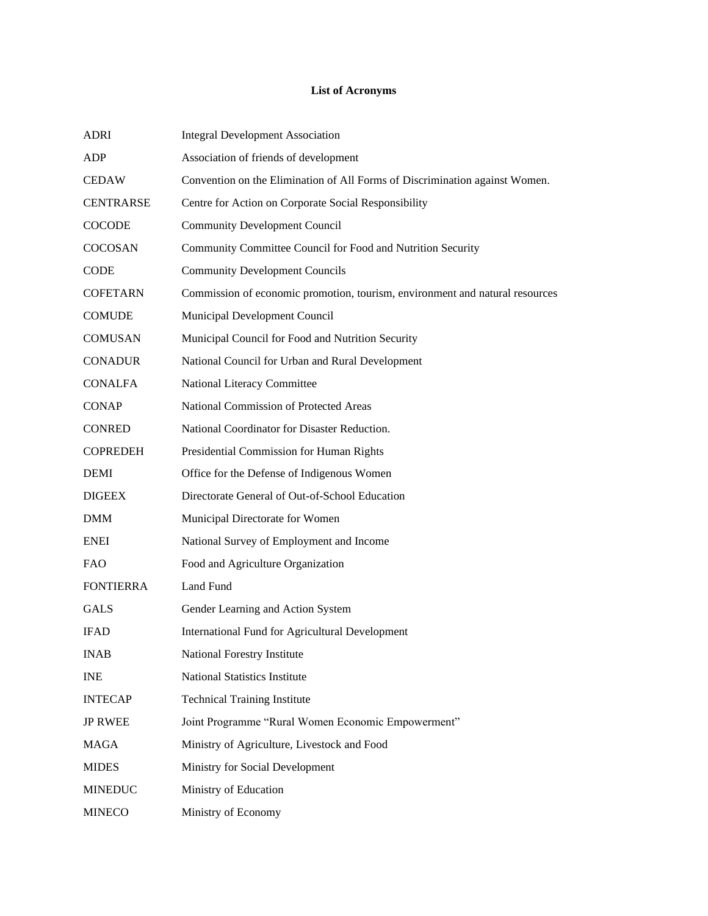# List of Acronyms

| | |
|---|---|
| ADRI | Integral Development Association |
| ADP | Association of friends of development |
| CEDAW | Convention on the Elimination of All Forms of Discrimination against Women. |
| CENTRARSE | Centre for Action on Corporate Social Responsibility |
| COCODE | Community Development Council |
| COCOSAN | Community Committee Council for Food and Nutrition Security |
| CODE | Community Development Councils |
| COFETARN | Commission of economic promotion, tourism, environment and natural resources |
| COMUDE | Municipal Development Council |
| COMUSAN | Municipal Council for Food and Nutrition Security |
| CONADUR | National Council for Urban and Rural Development |
| CONALFA | National Literacy Committee |
| CONAP | National Commission of Protected Areas |
| CONRED | National Coordinator for Disaster Reduction. |
| COPREDEH | Presidential Commission for Human Rights |
| DEMI | Office for the Defense of Indigenous Women |
| DIGEEX | Directorate General of Out-of-School Education |
| DMM | Municipal Directorate for Women |
| ENEI | National Survey of Employment and Income |
| FAO | Food and Agriculture Organization |
| FONTIERRA | Land Fund |
| GALS | Gender Learning and Action System |
| IFAD | International Fund for Agricultural Development |
| INAB | National Forestry Institute |
| INE | National Statistics Institute |
| INTECAP | Technical Training Institute |
| JP RWEE | Joint Programme "Rural Women Economic Empowerment" |
| MAGA | Ministry of Agriculture, Livestock and Food |
| MIDES | Ministry for Social Development |
| MINEDUC | Ministry of Education |
| MINECO | Ministry of Economy |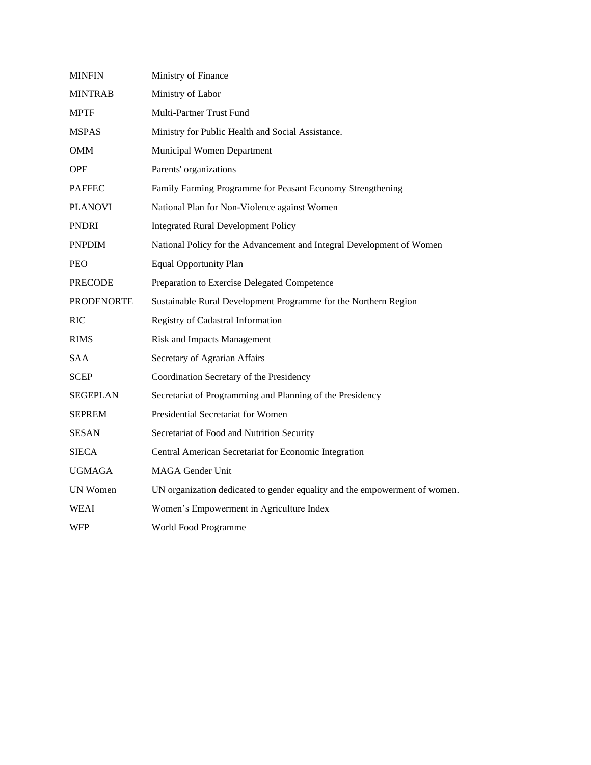| | |
|---|---|
| MINFIN | Ministry of Finance |
| MINTRAB | Ministry of Labor |
| MPTF | Multi-Partner Trust Fund |
| MSPAS | Ministry for Public Health and Social Assistance. |
| OMM | Municipal Women Department |
| OPF | Parents' organizations |
| PAFFEC | Family Farming Programme for Peasant Economy Strengthening |
| PLANOVI | National Plan for Non-Violence against Women |
| PNDRI | Integrated Rural Development Policy |
| PNPDIM | National Policy for the Advancement and Integral Development of Women |
| PEO | Equal Opportunity Plan |
| PRECODE | Preparation to Exercise Delegated Competence |
| PRODENORTE | Sustainable Rural Development Programme for the Northern Region |
| RIC | Registry of Cadastral Information |
| RIMS | Risk and Impacts Management |
| SAA | Secretary of Agrarian Affairs |
| SCEP | Coordination Secretary of the Presidency |
| SEGEPLAN | Secretariat of Programming and Planning of the Presidency |
| SEPREM | Presidential Secretariat for Women |
| SESAN | Secretariat of Food and Nutrition Security |
| SIECA | Central American Secretariat for Economic Integration |
| UGMAGA | MAGA Gender Unit |
| UN Women | UN organization dedicated to gender equality and the empowerment of women. |
| WEAI | Women's Empowerment in Agriculture Index |
| WFP | World Food Programme |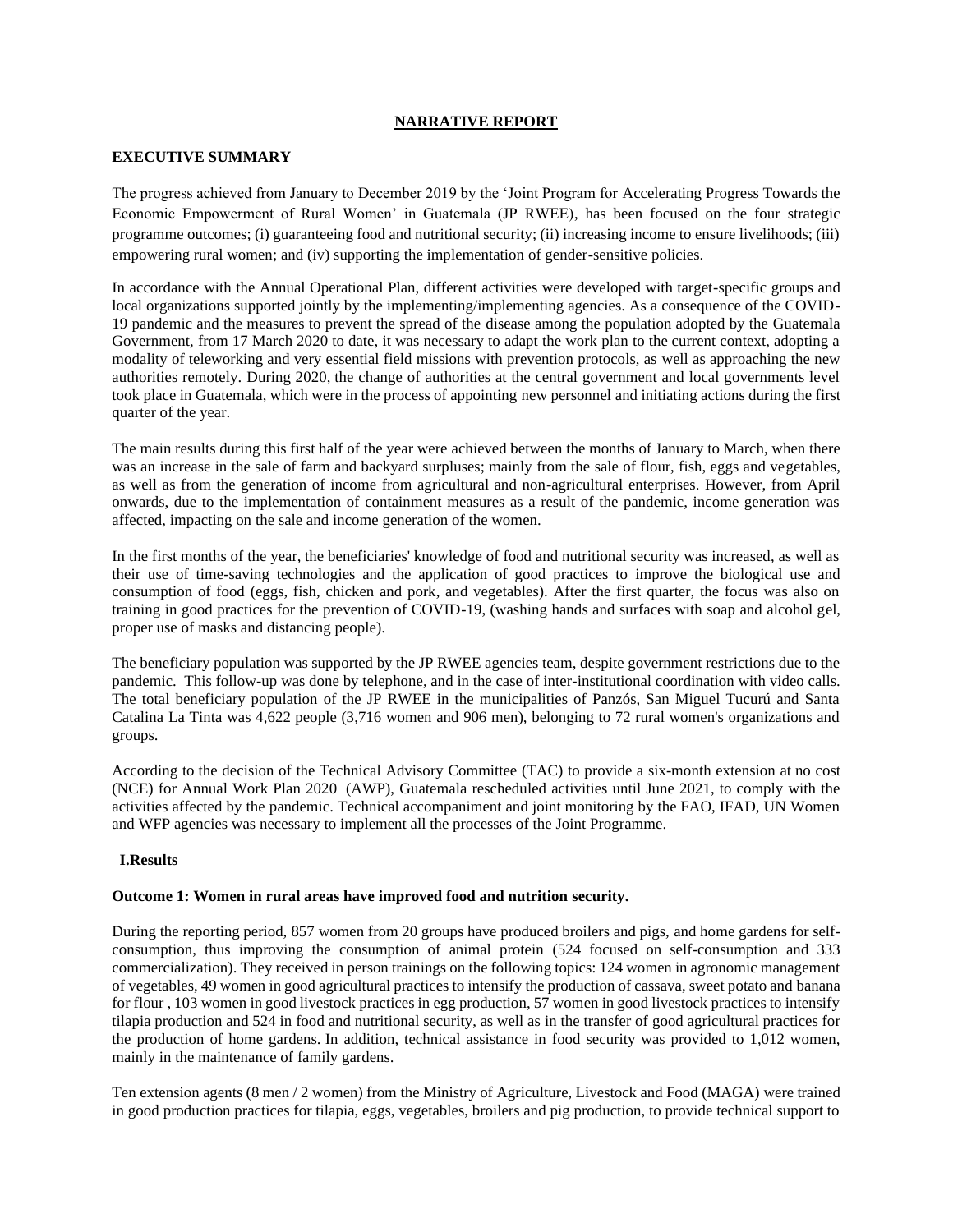## NARRATIVE REPORT

### EXECUTIVE SUMMARY

The progress achieved from January to December 2019 by the 'Joint Program for Accelerating Progress Towards the Economic Empowerment of Rural Women' in Guatemala (JP RWEE), has been focused on the four strategic programme outcomes; (i) guaranteeing food and nutritional security; (ii) increasing income to ensure livelihoods; (iii) empowering rural women; and (iv) supporting the implementation of gender-sensitive policies.

In accordance with the Annual Operational Plan, different activities were developed with target-specific groups and local organizations supported jointly by the implementing/implementing agencies. As a consequence of the COVID-19 pandemic and the measures to prevent the spread of the disease among the population adopted by the Guatemala Government, from 17 March 2020 to date, it was necessary to adapt the work plan to the current context, adopting a modality of teleworking and very essential field missions with prevention protocols, as well as approaching the new authorities remotely. During 2020, the change of authorities at the central government and local governments level took place in Guatemala, which were in the process of appointing new personnel and initiating actions during the first quarter of the year.

The main results during this first half of the year were achieved between the months of January to March, when there was an increase in the sale of farm and backyard surpluses; mainly from the sale of flour, fish, eggs and vegetables, as well as from the generation of income from agricultural and non-agricultural enterprises. However, from April onwards, due to the implementation of containment measures as a result of the pandemic, income generation was affected, impacting on the sale and income generation of the women.

In the first months of the year, the beneficiaries' knowledge of food and nutritional security was increased, as well as their use of time-saving technologies and the application of good practices to improve the biological use and consumption of food (eggs, fish, chicken and pork, and vegetables). After the first quarter, the focus was also on training in good practices for the prevention of COVID-19, (washing hands and surfaces with soap and alcohol gel, proper use of masks and distancing people).

The beneficiary population was supported by the JP RWEE agencies team, despite government restrictions due to the pandemic. This follow-up was done by telephone, and in the case of inter-institutional coordination with video calls. The total beneficiary population of the JP RWEE in the municipalities of Panzós, San Miguel Tucurú and Santa Catalina La Tinta was 4,622 people (3,716 women and 906 men), belonging to 72 rural women's organizations and groups.

According to the decision of the Technical Advisory Committee (TAC) to provide a six-month extension at no cost (NCE) for Annual Work Plan 2020 (AWP), Guatemala rescheduled activities until June 2021, to comply with the activities affected by the pandemic. Technical accompaniment and joint monitoring by the FAO, IFAD, UN Women and WFP agencies was necessary to implement all the processes of the Joint Programme.

### I. Results

**Outcome 1: Women in rural areas have improved food and nutrition security.**

During the reporting period, 857 women from 20 groups have produced broilers and pigs, and home gardens for self-consumption, thus improving the consumption of animal protein (524 focused on self-consumption and 333 commercialization). They received in person trainings on the following topics: 124 women in agronomic management of vegetables, 49 women in good agricultural practices to intensify the production of cassava, sweet potato and banana for flour , 103 women in good livestock practices in egg production, 57 women in good livestock practices to intensify tilapia production and 524 in food and nutritional security, as well as in the transfer of good agricultural practices for the production of home gardens. In addition, technical assistance in food security was provided to 1,012 women, mainly in the maintenance of family gardens.

Ten extension agents (8 men / 2 women) from the Ministry of Agriculture, Livestock and Food (MAGA) were trained in good production practices for tilapia, eggs, vegetables, broilers and pig production, to provide technical support to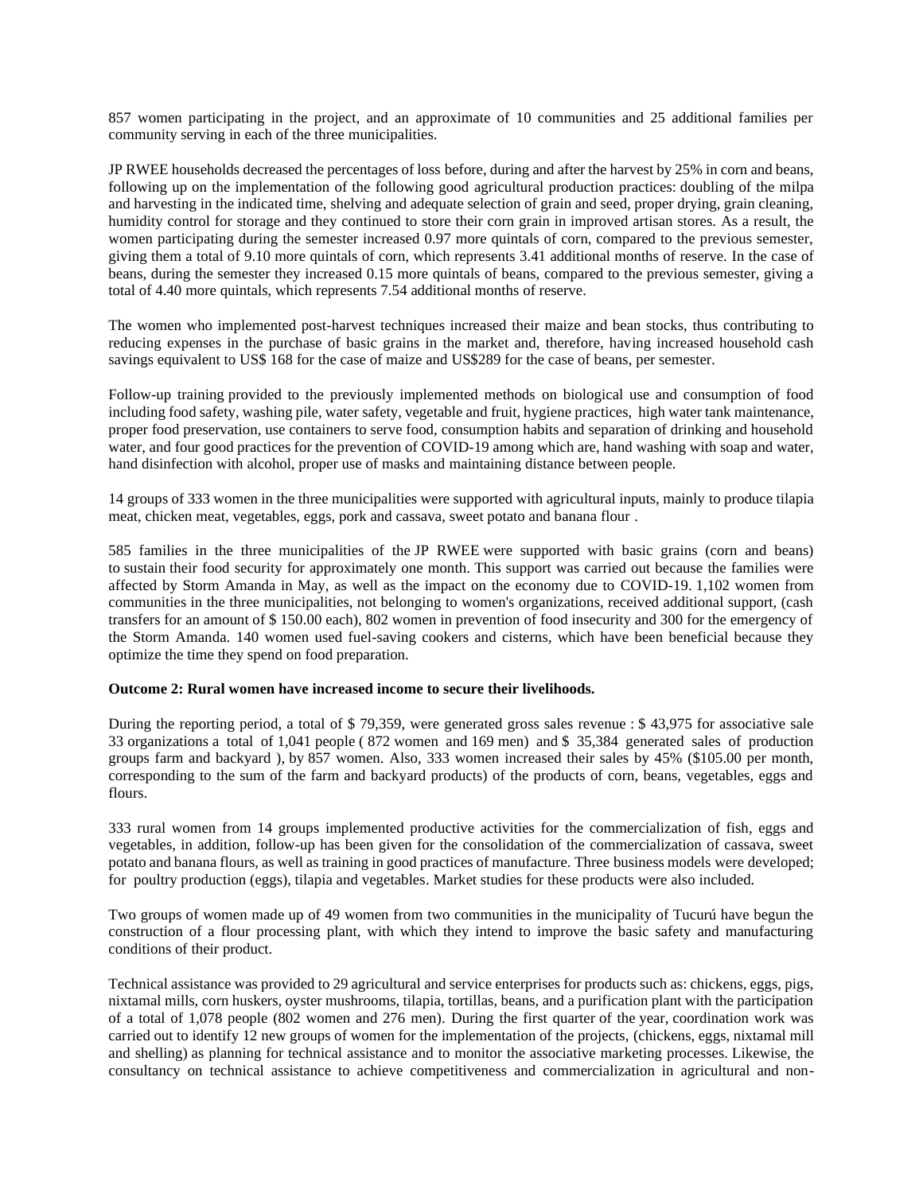857 women participating in the project, and an approximate of 10 communities and 25 additional families per community serving in each of the three municipalities.

JP RWEE households decreased the percentages of loss before, during and after the harvest by 25% in corn and beans, following up on the implementation of the following good agricultural production practices: doubling of the milpa and harvesting in the indicated time, shelving and adequate selection of grain and seed, proper drying, grain cleaning, humidity control for storage and they continued to store their corn grain in improved artisan stores. As a result, the women participating during the semester increased 0.97 more quintals of corn, compared to the previous semester, giving them a total of 9.10 more quintals of corn, which represents 3.41 additional months of reserve. In the case of beans, during the semester they increased 0.15 more quintals of beans, compared to the previous semester, giving a total of 4.40 more quintals, which represents 7.54 additional months of reserve.

The women who implemented post-harvest techniques increased their maize and bean stocks, thus contributing to reducing expenses in the purchase of basic grains in the market and, therefore, having increased household cash savings equivalent to US$ 168 for the case of maize and US$289 for the case of beans, per semester.

Follow-up training provided to the previously implemented methods on biological use and consumption of food including food safety, washing pile, water safety, vegetable and fruit, hygiene practices, high water tank maintenance, proper food preservation, use containers to serve food, consumption habits and separation of drinking and household water, and four good practices for the prevention of COVID-19 among which are, hand washing with soap and water, hand disinfection with alcohol, proper use of masks and maintaining distance between people.

14 groups of 333 women in the three municipalities were supported with agricultural inputs, mainly to produce tilapia meat, chicken meat, vegetables, eggs, pork and cassava, sweet potato and banana flour .

585 families in the three municipalities of the JP RWEE were supported with basic grains (corn and beans) to sustain their food security for approximately one month. This support was carried out because the families were affected by Storm Amanda in May, as well as the impact on the economy due to COVID-19. 1,102 women from communities in the three municipalities, not belonging to women's organizations, received additional support, (cash transfers for an amount of $ 150.00 each), 802 women in prevention of food insecurity and 300 for the emergency of the Storm Amanda. 140 women used fuel-saving cookers and cisterns, which have been beneficial because they optimize the time they spend on food preparation.

**Outcome 2: Rural women have increased income to secure their livelihoods.**

During the reporting period, a total of $ 79,359, were generated gross sales revenue : $ 43,975 for associative sale 33 organizations a total of 1,041 people ( 872 women and 169 men) and $ 35,384 generated sales of production groups farm and backyard ), by 857 women. Also, 333 women increased their sales by 45% ($105.00 per month, corresponding to the sum of the farm and backyard products) of the products of corn, beans, vegetables, eggs and flours.

333 rural women from 14 groups implemented productive activities for the commercialization of fish, eggs and vegetables, in addition, follow-up has been given for the consolidation of the commercialization of cassava, sweet potato and banana flours, as well as training in good practices of manufacture. Three business models were developed; for poultry production (eggs), tilapia and vegetables. Market studies for these products were also included.

Two groups of women made up of 49 women from two communities in the municipality of Tucurú have begun the construction of a flour processing plant, with which they intend to improve the basic safety and manufacturing conditions of their product.

Technical assistance was provided to 29 agricultural and service enterprises for products such as: chickens, eggs, pigs, nixtamal mills, corn huskers, oyster mushrooms, tilapia, tortillas, beans, and a purification plant with the participation of a total of 1,078 people (802 women and 276 men). During the first quarter of the year, coordination work was carried out to identify 12 new groups of women for the implementation of the projects, (chickens, eggs, nixtamal mill and shelling) as planning for technical assistance and to monitor the associative marketing processes. Likewise, the consultancy on technical assistance to achieve competitiveness and commercialization in agricultural and non-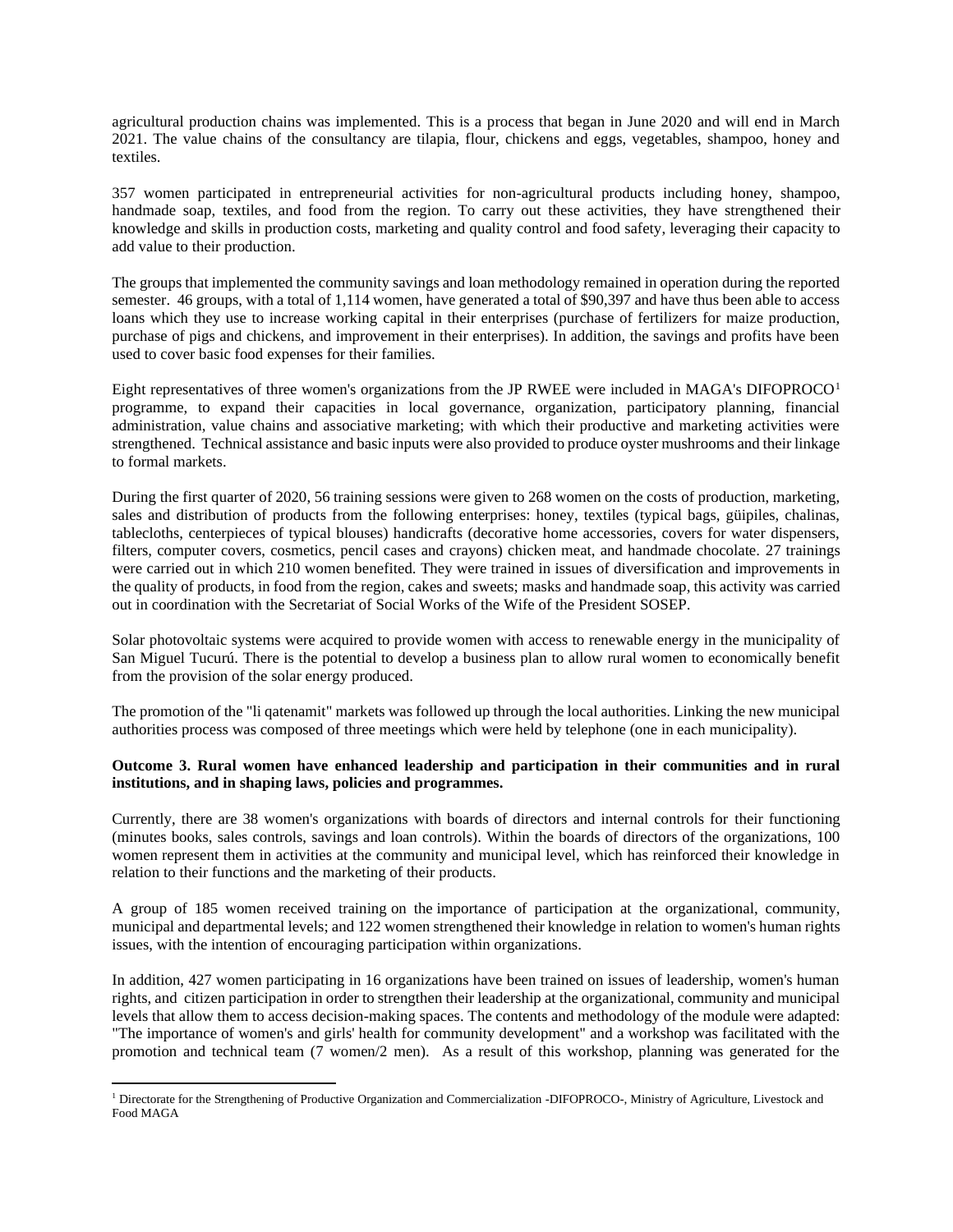agricultural production chains was implemented. This is a process that began in June 2020 and will end in March 2021. The value chains of the consultancy are tilapia, flour, chickens and eggs, vegetables, shampoo, honey and textiles.

357 women participated in entrepreneurial activities for non-agricultural products including honey, shampoo, handmade soap, textiles, and food from the region. To carry out these activities, they have strengthened their knowledge and skills in production costs, marketing and quality control and food safety, leveraging their capacity to add value to their production.

The groups that implemented the community savings and loan methodology remained in operation during the reported semester. 46 groups, with a total of 1,114 women, have generated a total of $90,397 and have thus been able to access loans which they use to increase working capital in their enterprises (purchase of fertilizers for maize production, purchase of pigs and chickens, and improvement in their enterprises). In addition, the savings and profits have been used to cover basic food expenses for their families.

Eight representatives of three women's organizations from the JP RWEE were included in MAGA's DIFOPROCO[1] programme, to expand their capacities in local governance, organization, participatory planning, financial administration, value chains and associative marketing; with which their productive and marketing activities were strengthened. Technical assistance and basic inputs were also provided to produce oyster mushrooms and their linkage to formal markets.

During the first quarter of 2020, 56 training sessions were given to 268 women on the costs of production, marketing, sales and distribution of products from the following enterprises: honey, textiles (typical bags, güipiles, chalinas, tablecloths, centerpieces of typical blouses) handicrafts (decorative home accessories, covers for water dispensers, filters, computer covers, cosmetics, pencil cases and crayons) chicken meat, and handmade chocolate. 27 trainings were carried out in which 210 women benefited. They were trained in issues of diversification and improvements in the quality of products, in food from the region, cakes and sweets; masks and handmade soap, this activity was carried out in coordination with the Secretariat of Social Works of the Wife of the President SOSEP.

Solar photovoltaic systems were acquired to provide women with access to renewable energy in the municipality of San Miguel Tucurú. There is the potential to develop a business plan to allow rural women to economically benefit from the provision of the solar energy produced.

The promotion of the "li qatenamit" markets was followed up through the local authorities. Linking the new municipal authorities process was composed of three meetings which were held by telephone (one in each municipality).

**Outcome 3. Rural women have enhanced leadership and participation in their communities and in rural institutions, and in shaping laws, policies and programmes.**

Currently, there are 38 women's organizations with boards of directors and internal controls for their functioning (minutes books, sales controls, savings and loan controls). Within the boards of directors of the organizations, 100 women represent them in activities at the community and municipal level, which has reinforced their knowledge in relation to their functions and the marketing of their products.

A group of 185 women received training on the importance of participation at the organizational, community, municipal and departmental levels; and 122 women strengthened their knowledge in relation to women's human rights issues, with the intention of encouraging participation within organizations.

In addition, 427 women participating in 16 organizations have been trained on issues of leadership, women's human rights, and citizen participation in order to strengthen their leadership at the organizational, community and municipal levels that allow them to access decision-making spaces. The contents and methodology of the module were adapted: "The importance of women's and girls' health for community development" and a workshop was facilitated with the promotion and technical team (7 women/2 men). As a result of this workshop, planning was generated for the

[1] Directorate for the Strengthening of Productive Organization and Commercialization -DIFOPROCO-, Ministry of Agriculture, Livestock and Food MAGA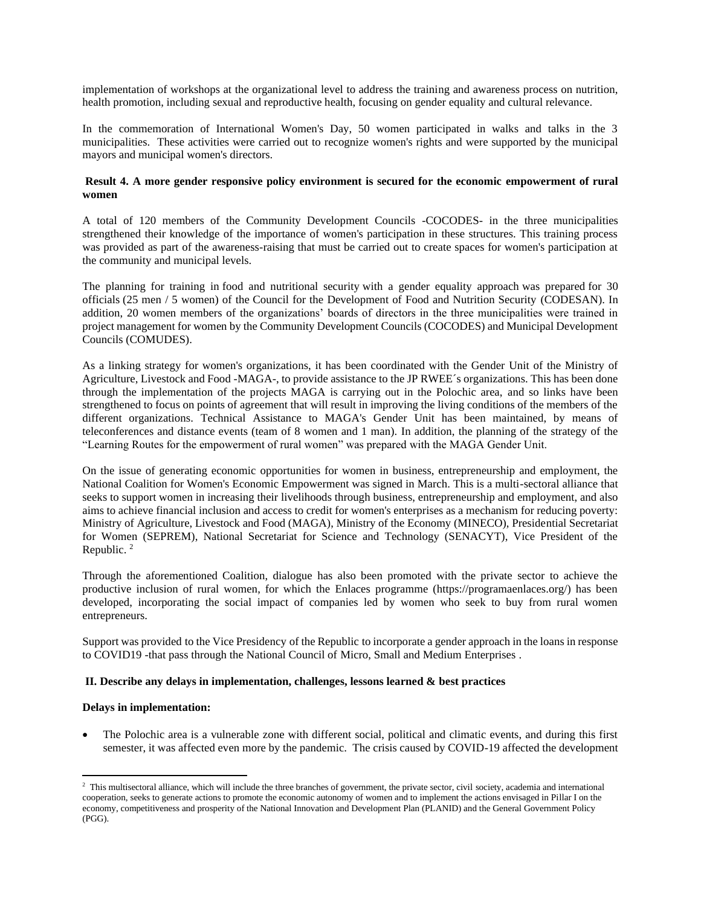implementation of workshops at the organizational level to address the training and awareness process on nutrition, health promotion, including sexual and reproductive health, focusing on gender equality and cultural relevance.

In the commemoration of International Women's Day, 50 women participated in walks and talks in the 3 municipalities. These activities were carried out to recognize women's rights and were supported by the municipal mayors and municipal women's directors.

**Result 4. A more gender responsive policy environment is secured for the economic empowerment of rural women**

A total of 120 members of the Community Development Councils -COCODES- in the three municipalities strengthened their knowledge of the importance of women's participation in these structures. This training process was provided as part of the awareness-raising that must be carried out to create spaces for women's participation at the community and municipal levels.

The planning for training in food and nutritional security with a gender equality approach was prepared for 30 officials (25 men / 5 women) of the Council for the Development of Food and Nutrition Security (CODESAN). In addition, 20 women members of the organizations' boards of directors in the three municipalities were trained in project management for women by the Community Development Councils (COCODES) and Municipal Development Councils (COMUDES).

As a linking strategy for women's organizations, it has been coordinated with the Gender Unit of the Ministry of Agriculture, Livestock and Food -MAGA-, to provide assistance to the JP RWEE´s organizations. This has been done through the implementation of the projects MAGA is carrying out in the Polochic area, and so links have been strengthened to focus on points of agreement that will result in improving the living conditions of the members of the different organizations. Technical Assistance to MAGA's Gender Unit has been maintained, by means of teleconferences and distance events (team of 8 women and 1 man). In addition, the planning of the strategy of the "Learning Routes for the empowerment of rural women" was prepared with the MAGA Gender Unit.

On the issue of generating economic opportunities for women in business, entrepreneurship and employment, the National Coalition for Women's Economic Empowerment was signed in March. This is a multi-sectoral alliance that seeks to support women in increasing their livelihoods through business, entrepreneurship and employment, and also aims to achieve financial inclusion and access to credit for women's enterprises as a mechanism for reducing poverty: Ministry of Agriculture, Livestock and Food (MAGA), Ministry of the Economy (MINECO), Presidential Secretariat for Women (SEPREM), National Secretariat for Science and Technology (SENACYT), Vice President of the Republic. [2]

Through the aforementioned Coalition, dialogue has also been promoted with the private sector to achieve the productive inclusion of rural women, for which the Enlaces programme (https://programaenlaces.org/) has been developed, incorporating the social impact of companies led by women who seek to buy from rural women entrepreneurs.

Support was provided to the Vice Presidency of the Republic to incorporate a gender approach in the loans in response to COVID19 -that pass through the National Council of Micro, Small and Medium Enterprises .

**II. Describe any delays in implementation, challenges, lessons learned & best practices**

**Delays in implementation:**

- The Polochic area is a vulnerable zone with different social, political and climatic events, and during this first semester, it was affected even more by the pandemic. The crisis caused by COVID-19 affected the development

[2] This multisectoral alliance, which will include the three branches of government, the private sector, civil society, academia and international cooperation, seeks to generate actions to promote the economic autonomy of women and to implement the actions envisaged in Pillar I on the economy, competitiveness and prosperity of the National Innovation and Development Plan (PLANID) and the General Government Policy (PGG).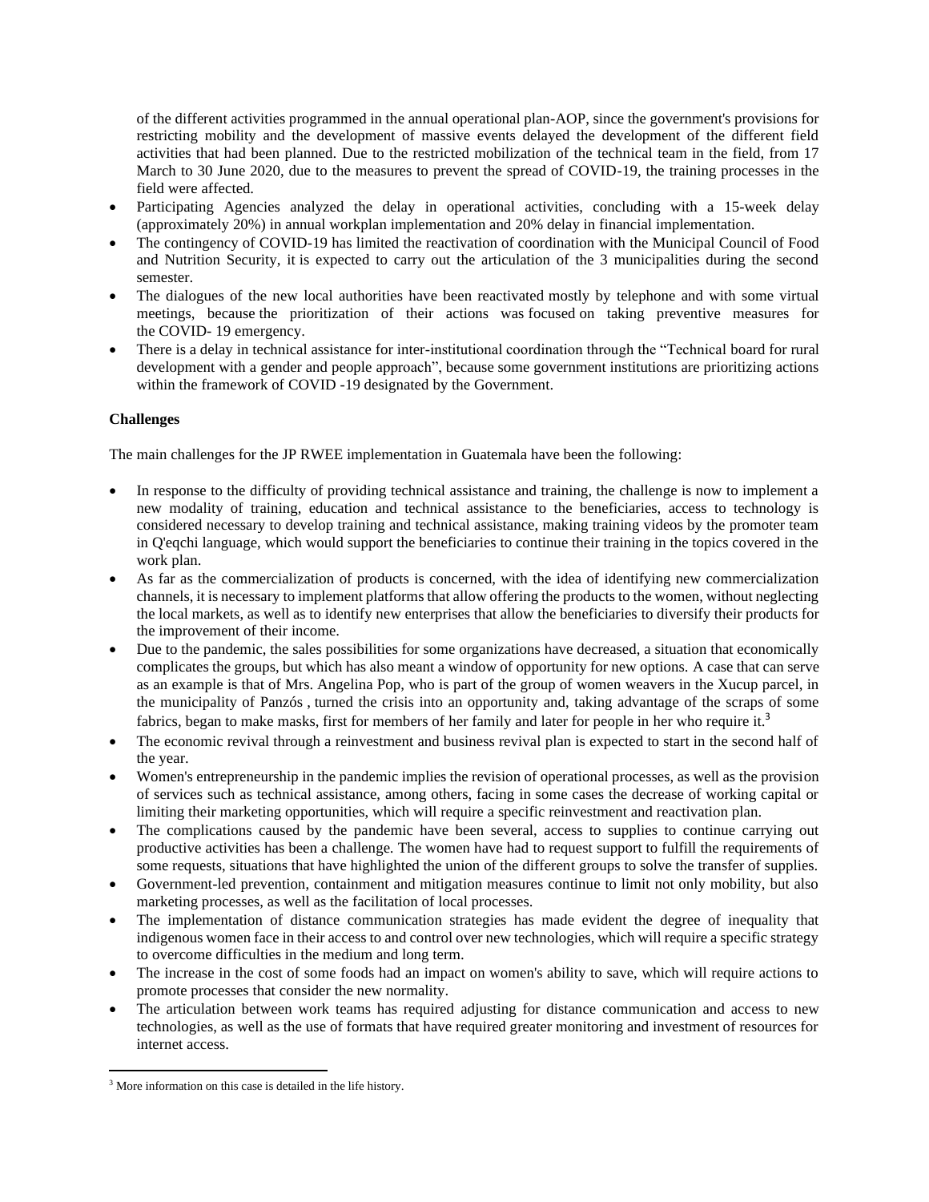of the different activities programmed in the annual operational plan-AOP, since the government's provisions for restricting mobility and the development of massive events delayed the development of the different field activities that had been planned. Due to the restricted mobilization of the technical team in the field, from 17 March to 30 June 2020, due to the measures to prevent the spread of COVID-19, the training processes in the field were affected.

- Participating Agencies analyzed the delay in operational activities, concluding with a 15-week delay (approximately 20%) in annual workplan implementation and 20% delay in financial implementation.
- The contingency of COVID-19 has limited the reactivation of coordination with the Municipal Council of Food and Nutrition Security, it is expected to carry out the articulation of the 3 municipalities during the second semester.
- The dialogues of the new local authorities have been reactivated mostly by telephone and with some virtual meetings, because the prioritization of their actions was focused on taking preventive measures for the COVID- 19 emergency.
- There is a delay in technical assistance for inter-institutional coordination through the "Technical board for rural development with a gender and people approach", because some government institutions are prioritizing actions within the framework of COVID -19 designated by the Government.

**Challenges**

The main challenges for the JP RWEE implementation in Guatemala have been the following:

- In response to the difficulty of providing technical assistance and training, the challenge is now to implement a new modality of training, education and technical assistance to the beneficiaries, access to technology is considered necessary to develop training and technical assistance, making training videos by the promoter team in Q'eqchi language, which would support the beneficiaries to continue their training in the topics covered in the work plan.
- As far as the commercialization of products is concerned, with the idea of identifying new commercialization channels, it is necessary to implement platforms that allow offering the products to the women, without neglecting the local markets, as well as to identify new enterprises that allow the beneficiaries to diversify their products for the improvement of their income.
- Due to the pandemic, the sales possibilities for some organizations have decreased, a situation that economically complicates the groups, but which has also meant a window of opportunity for new options. A case that can serve as an example is that of Mrs. Angelina Pop, who is part of the group of women weavers in the Xucup parcel, in the municipality of Panzós , turned the crisis into an opportunity and, taking advantage of the scraps of some fabrics, began to make masks, first for members of her family and later for people in her who require it.[3]
- The economic revival through a reinvestment and business revival plan is expected to start in the second half of the year.
- Women's entrepreneurship in the pandemic implies the revision of operational processes, as well as the provision of services such as technical assistance, among others, facing in some cases the decrease of working capital or limiting their marketing opportunities, which will require a specific reinvestment and reactivation plan.
- The complications caused by the pandemic have been several, access to supplies to continue carrying out productive activities has been a challenge. The women have had to request support to fulfill the requirements of some requests, situations that have highlighted the union of the different groups to solve the transfer of supplies.
- Government-led prevention, containment and mitigation measures continue to limit not only mobility, but also marketing processes, as well as the facilitation of local processes.
- The implementation of distance communication strategies has made evident the degree of inequality that indigenous women face in their access to and control over new technologies, which will require a specific strategy to overcome difficulties in the medium and long term.
- The increase in the cost of some foods had an impact on women's ability to save, which will require actions to promote processes that consider the new normality.
- The articulation between work teams has required adjusting for distance communication and access to new technologies, as well as the use of formats that have required greater monitoring and investment of resources for internet access.

[3] More information on this case is detailed in the life history.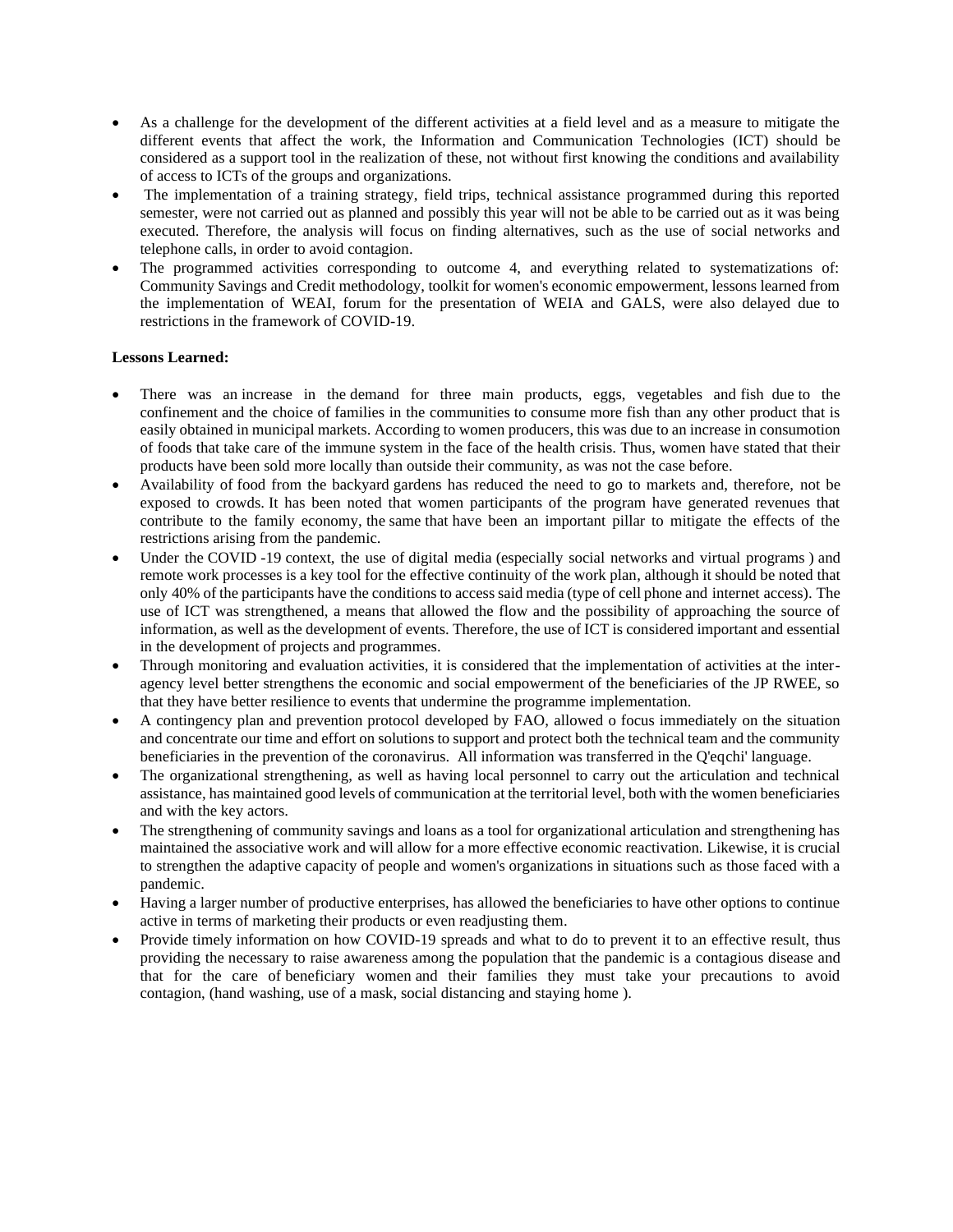- As a challenge for the development of the different activities at a field level and as a measure to mitigate the different events that affect the work, the Information and Communication Technologies (ICT) should be considered as a support tool in the realization of these, not without first knowing the conditions and availability of access to ICTs of the groups and organizations.
- The implementation of a training strategy, field trips, technical assistance programmed during this reported semester, were not carried out as planned and possibly this year will not be able to be carried out as it was being executed. Therefore, the analysis will focus on finding alternatives, such as the use of social networks and telephone calls, in order to avoid contagion.
- The programmed activities corresponding to outcome 4, and everything related to systematizations of: Community Savings and Credit methodology, toolkit for women's economic empowerment, lessons learned from the implementation of WEAI, forum for the presentation of WEIA and GALS, were also delayed due to restrictions in the framework of COVID-19.

**Lessons Learned:**

- There was an increase in the demand for three main products, eggs, vegetables and fish due to the confinement and the choice of families in the communities to consume more fish than any other product that is easily obtained in municipal markets. According to women producers, this was due to an increase in consumotion of foods that take care of the immune system in the face of the health crisis. Thus, women have stated that their products have been sold more locally than outside their community, as was not the case before.
- Availability of food from the backyard gardens has reduced the need to go to markets and, therefore, not be exposed to crowds. It has been noted that women participants of the program have generated revenues that contribute to the family economy, the same that have been an important pillar to mitigate the effects of the restrictions arising from the pandemic.
- Under the COVID -19 context, the use of digital media (especially social networks and virtual programs ) and remote work processes is a key tool for the effective continuity of the work plan, although it should be noted that only 40% of the participants have the conditions to access said media (type of cell phone and internet access). The use of ICT was strengthened, a means that allowed the flow and the possibility of approaching the source of information, as well as the development of events. Therefore, the use of ICT is considered important and essential in the development of projects and programmes.
- Through monitoring and evaluation activities, it is considered that the implementation of activities at the inter-agency level better strengthens the economic and social empowerment of the beneficiaries of the JP RWEE, so that they have better resilience to events that undermine the programme implementation.
- A contingency plan and prevention protocol developed by FAO, allowed o focus immediately on the situation and concentrate our time and effort on solutions to support and protect both the technical team and the community beneficiaries in the prevention of the coronavirus. All information was transferred in the Q'eqchi' language.
- The organizational strengthening, as well as having local personnel to carry out the articulation and technical assistance, has maintained good levels of communication at the territorial level, both with the women beneficiaries and with the key actors.
- The strengthening of community savings and loans as a tool for organizational articulation and strengthening has maintained the associative work and will allow for a more effective economic reactivation. Likewise, it is crucial to strengthen the adaptive capacity of people and women's organizations in situations such as those faced with a pandemic.
- Having a larger number of productive enterprises, has allowed the beneficiaries to have other options to continue active in terms of marketing their products or even readjusting them.
- Provide timely information on how COVID-19 spreads and what to do to prevent it to an effective result, thus providing the necessary to raise awareness among the population that the pandemic is a contagious disease and that for the care of beneficiary women and their families they must take your precautions to avoid contagion, (hand washing, use of a mask, social distancing and staying home ).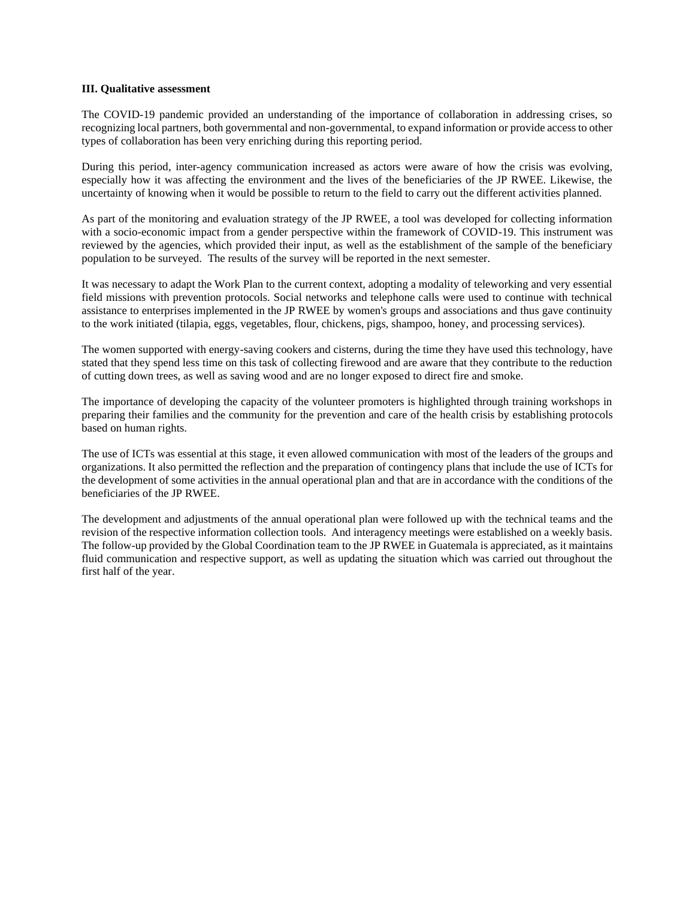**III. Qualitative assessment**

The COVID-19 pandemic provided an understanding of the importance of collaboration in addressing crises, so recognizing local partners, both governmental and non-governmental, to expand information or provide access to other types of collaboration has been very enriching during this reporting period.

During this period, inter-agency communication increased as actors were aware of how the crisis was evolving, especially how it was affecting the environment and the lives of the beneficiaries of the JP RWEE. Likewise, the uncertainty of knowing when it would be possible to return to the field to carry out the different activities planned.

As part of the monitoring and evaluation strategy of the JP RWEE, a tool was developed for collecting information with a socio-economic impact from a gender perspective within the framework of COVID-19. This instrument was reviewed by the agencies, which provided their input, as well as the establishment of the sample of the beneficiary population to be surveyed. The results of the survey will be reported in the next semester.

It was necessary to adapt the Work Plan to the current context, adopting a modality of teleworking and very essential field missions with prevention protocols. Social networks and telephone calls were used to continue with technical assistance to enterprises implemented in the JP RWEE by women's groups and associations and thus gave continuity to the work initiated (tilapia, eggs, vegetables, flour, chickens, pigs, shampoo, honey, and processing services).

The women supported with energy-saving cookers and cisterns, during the time they have used this technology, have stated that they spend less time on this task of collecting firewood and are aware that they contribute to the reduction of cutting down trees, as well as saving wood and are no longer exposed to direct fire and smoke.

The importance of developing the capacity of the volunteer promoters is highlighted through training workshops in preparing their families and the community for the prevention and care of the health crisis by establishing protocols based on human rights.

The use of ICTs was essential at this stage, it even allowed communication with most of the leaders of the groups and organizations. It also permitted the reflection and the preparation of contingency plans that include the use of ICTs for the development of some activities in the annual operational plan and that are in accordance with the conditions of the beneficiaries of the JP RWEE.

The development and adjustments of the annual operational plan were followed up with the technical teams and the revision of the respective information collection tools. And interagency meetings were established on a weekly basis. The follow-up provided by the Global Coordination team to the JP RWEE in Guatemala is appreciated, as it maintains fluid communication and respective support, as well as updating the situation which was carried out throughout the first half of the year.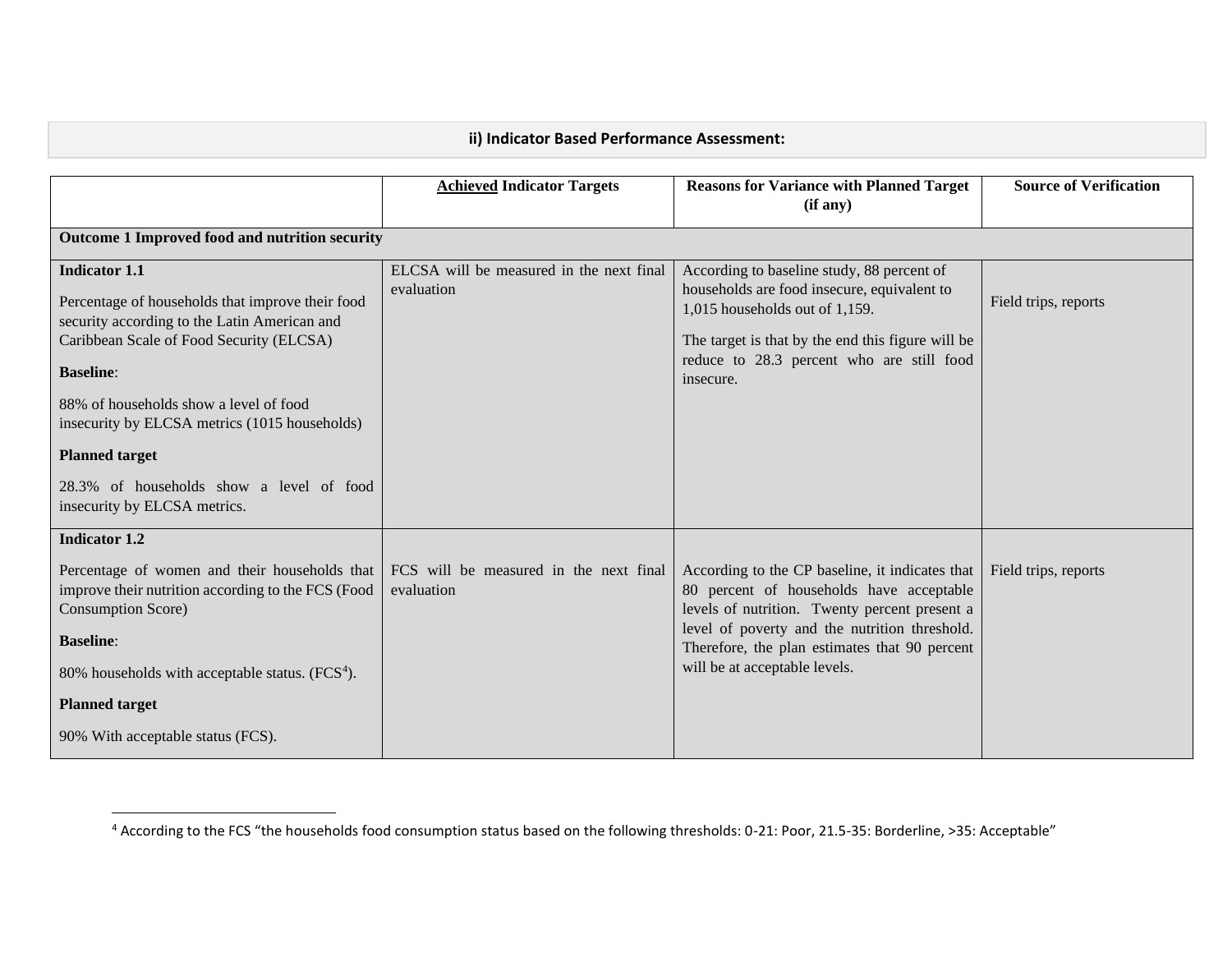## ii) Indicator Based Performance Assessment:

| | **Achieved Indicator Targets** | **Reasons for Variance with Planned Target (if any)** | **Source of Verification** |
|---|---|---|---|
| **Outcome 1 Improved food and nutrition security** | | | |
| **Indicator 1.1**<br><br>Percentage of households that improve their food security according to the Latin American and Caribbean Scale of Food Security (ELCSA)<br><br>**Baseline**:<br><br>88% of households show a level of food insecurity by ELCSA metrics (1015 households)<br><br>**Planned target**<br><br>28.3% of households show a level of food insecurity by ELCSA metrics. | ELCSA will be measured in the next final evaluation | According to baseline study, 88 percent of households are food insecure, equivalent to 1,015 households out of 1,159.<br><br>The target is that by the end this figure will be reduce to 28.3 percent who are still food insecure. | Field trips, reports |
| **Indicator 1.2**<br><br>Percentage of women and their households that improve their nutrition according to the FCS (Food Consumption Score)<br><br>**Baseline**:<br><br>80% households with acceptable status. (FCS[4]).<br><br>**Planned target**<br><br>90% With acceptable status (FCS). | FCS will be measured in the next final evaluation | According to the CP baseline, it indicates that 80 percent of households have acceptable levels of nutrition. Twenty percent present a level of poverty and the nutrition threshold. Therefore, the plan estimates that 90 percent will be at acceptable levels. | Field trips, reports |

[4] According to the FCS "the households food consumption status based on the following thresholds: 0-21: Poor, 21.5-35: Borderline, >35: Acceptable"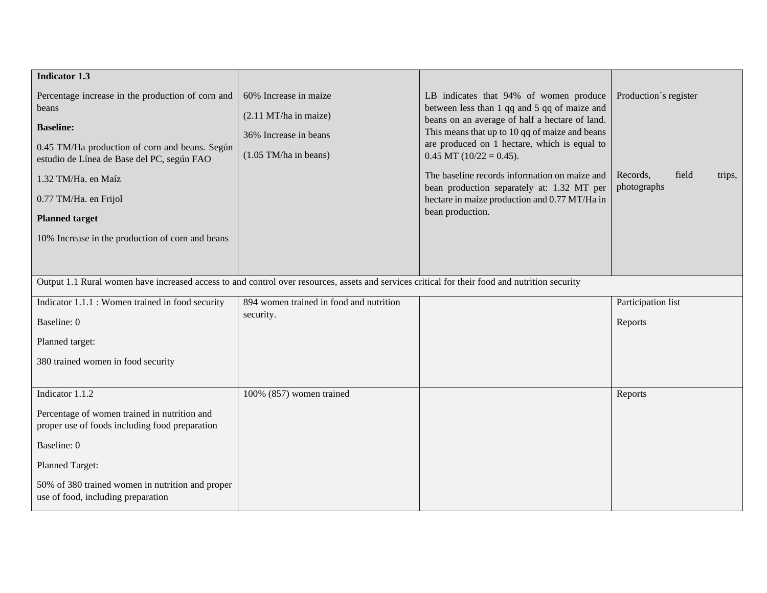| **Indicator 1.3**<br><br>Percentage increase in the production of corn and beans<br><br>**Baseline:**<br><br>0.45 TM/Ha production of corn and beans. Según estudio de Línea de Base del PC, según FAO<br><br>1.32 TM/Ha. en Maíz<br><br>0.77 TM/Ha. en Frijol<br><br>**Planned target**<br><br>10% Increase in the production of corn and beans | 60% Increase in maize<br><br>(2.11 MT/ha in maize)<br><br>36% Increase in beans<br><br>(1.05 TM/ha in beans) | LB indicates that 94% of women produce between less than 1 qq and 5 qq of maize and beans on an average of half a hectare of land. This means that up to 10 qq of maize and beans are produced on 1 hectare, which is equal to 0.45 MT (10/22 = 0.45).<br><br>The baseline records information on maize and bean production separately at: 1.32 MT per hectare in maize production and 0.77 MT/Ha in bean production. | Production´s register<br><br>Records, field trips, photographs |
|---|---|---|---|
| Output 1.1 Rural women have increased access to and control over resources, assets and services critical for their food and nutrition security | | | |
| Indicator 1.1.1 : Women trained in food security<br><br>Baseline: 0<br><br>Planned target:<br><br>380 trained women in food security | 894 women trained in food and nutrition security. | | Participation list<br><br>Reports |
| Indicator 1.1.2<br><br>Percentage of women trained in nutrition and proper use of foods including food preparation<br><br>Baseline: 0<br><br>Planned Target:<br><br>50% of 380 trained women in nutrition and proper use of food, including preparation | 100% (857) women trained | | Reports |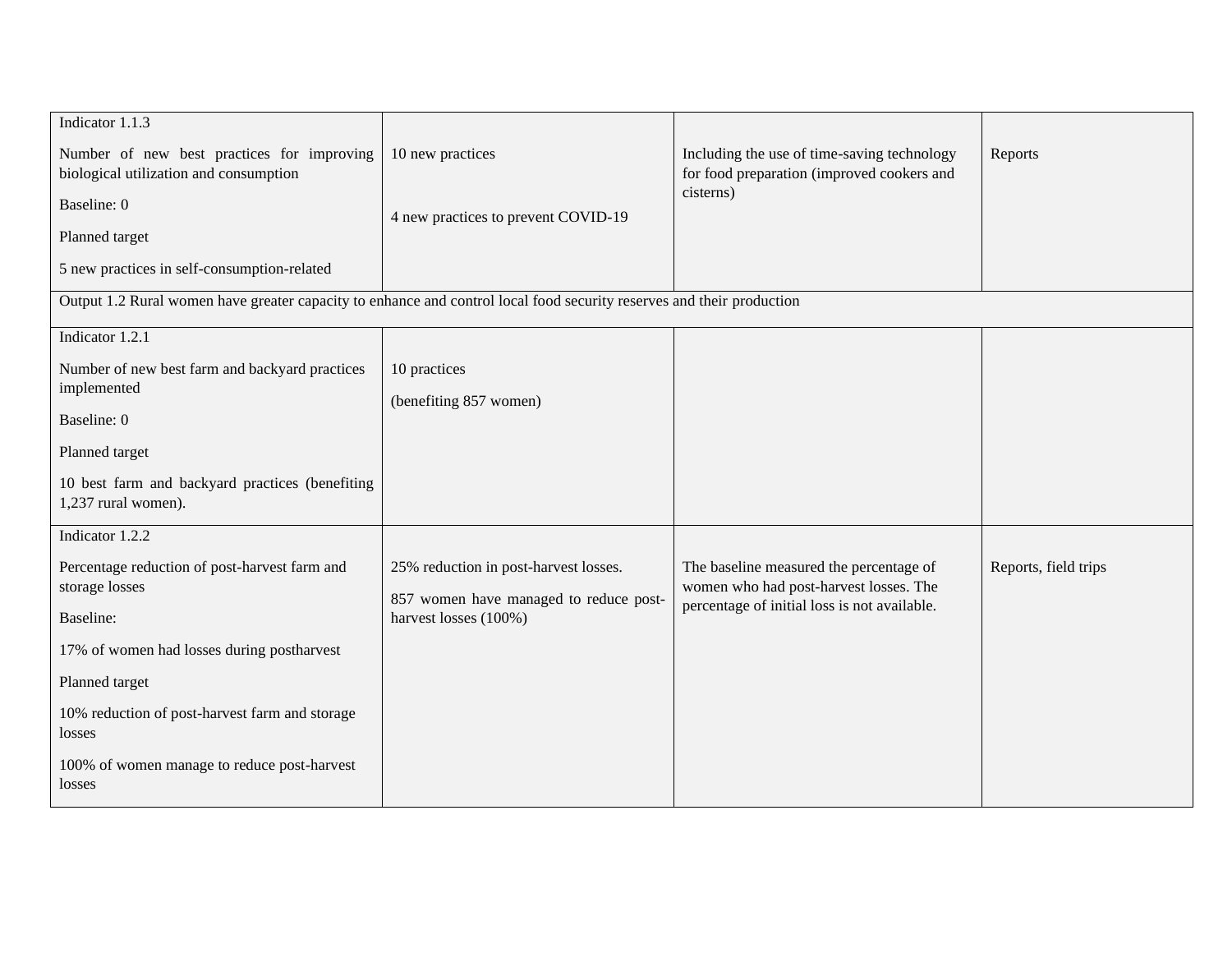| | | | |
|---|---|---|---|
| Indicator 1.1.3<br><br>Number of new best practices for improving biological utilization and consumption<br><br>Baseline: 0<br><br>Planned target<br><br>5 new practices in self-consumption-related | 10 new practices<br><br>4 new practices to prevent COVID-19 | Including the use of time-saving technology for food preparation (improved cookers and cisterns) | Reports |
| Output 1.2 Rural women have greater capacity to enhance and control local food security reserves and their production | | | |
| Indicator 1.2.1<br><br>Number of new best farm and backyard practices implemented<br><br>Baseline: 0<br><br>Planned target<br><br>10 best farm and backyard practices (benefiting 1,237 rural women). | 10 practices<br><br>(benefiting 857 women) | | |
| Indicator 1.2.2<br><br>Percentage reduction of post-harvest farm and storage losses<br><br>Baseline:<br><br>17% of women had losses during postharvest<br><br>Planned target<br><br>10% reduction of post-harvest farm and storage losses<br><br>100% of women manage to reduce post-harvest losses | 25% reduction in post-harvest losses.<br><br>857 women have managed to reduce post-harvest losses (100%) | The baseline measured the percentage of women who had post-harvest losses. The percentage of initial loss is not available. | Reports, field trips |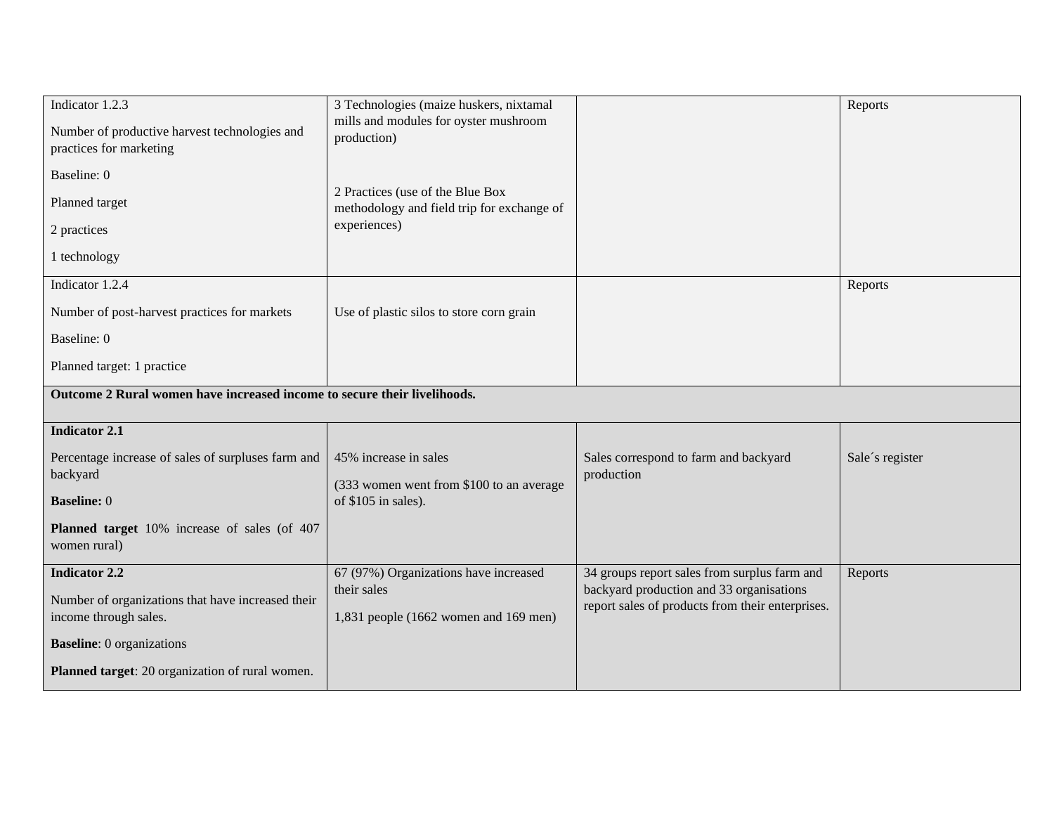| | | | |
|---|---|---|---|
| Indicator 1.2.3<br><br>Number of productive harvest technologies and practices for marketing<br><br>Baseline: 0<br><br>Planned target<br><br>2 practices<br><br>1 technology | 3 Technologies (maize huskers, nixtamal mills and modules for oyster mushroom production)<br><br>2 Practices (use of the Blue Box methodology and field trip for exchange of experiences) | | Reports |
| Indicator 1.2.4<br><br>Number of post-harvest practices for markets<br><br>Baseline: 0<br><br>Planned target: 1 practice | Use of plastic silos to store corn grain | | Reports |
| **Outcome 2 Rural women have increased income to secure their livelihoods.** | | | |
| **Indicator 2.1**<br><br>Percentage increase of sales of surpluses farm and backyard<br><br>**Baseline:** 0<br><br>**Planned target** 10% increase of sales (of 407 women rural) | 45% increase in sales<br><br>(333 women went from $100 to an average of $105 in sales). | Sales correspond to farm and backyard production | Sale´s register |
| **Indicator 2.2**<br><br>Number of organizations that have increased their income through sales.<br><br>**Baseline**: 0 organizations<br><br>**Planned target**: 20 organization of rural women. | 67 (97%) Organizations have increased their sales<br><br>1,831 people (1662 women and 169 men) | 34 groups report sales from surplus farm and backyard production and 33 organisations report sales of products from their enterprises. | Reports |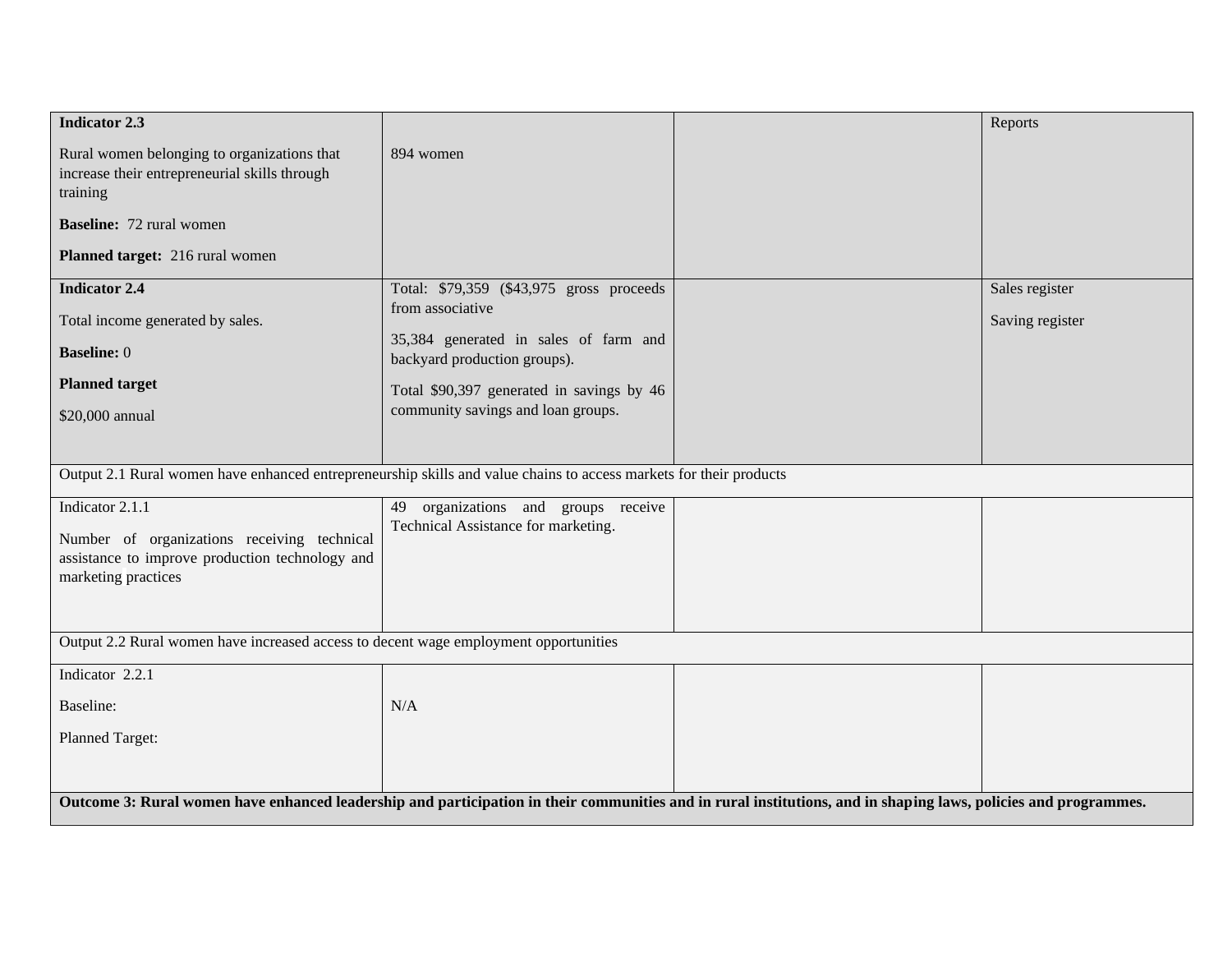| | | | |
|---|---|---|---|
| **Indicator 2.3**<br><br>Rural women belonging to organizations that increase their entrepreneurial skills through training<br><br>**Baseline:** 72 rural women<br><br>**Planned target:** 216 rural women | 894 women | | Reports |
| **Indicator 2.4**<br><br>Total income generated by sales.<br><br>**Baseline:** 0<br><br>**Planned target**<br><br>$20,000 annual | Total: $79,359 ($43,975 gross proceeds from associative<br><br>35,384 generated in sales of farm and backyard production groups).<br><br>Total $90,397 generated in savings by 46 community savings and loan groups. | | Sales register<br><br>Saving register |
| Output 2.1 Rural women have enhanced entrepreneurship skills and value chains to access markets for their products | | | |
| Indicator 2.1.1<br><br>Number of organizations receiving technical assistance to improve production technology and marketing practices | 49 organizations and groups receive Technical Assistance for marketing. | | |
| Output 2.2 Rural women have increased access to decent wage employment opportunities | | | |
| Indicator 2.2.1<br><br>Baseline:<br><br>Planned Target: | N/A | | |
| **Outcome 3: Rural women have enhanced leadership and participation in their communities and in rural institutions, and in shaping laws, policies and programmes.** | | | |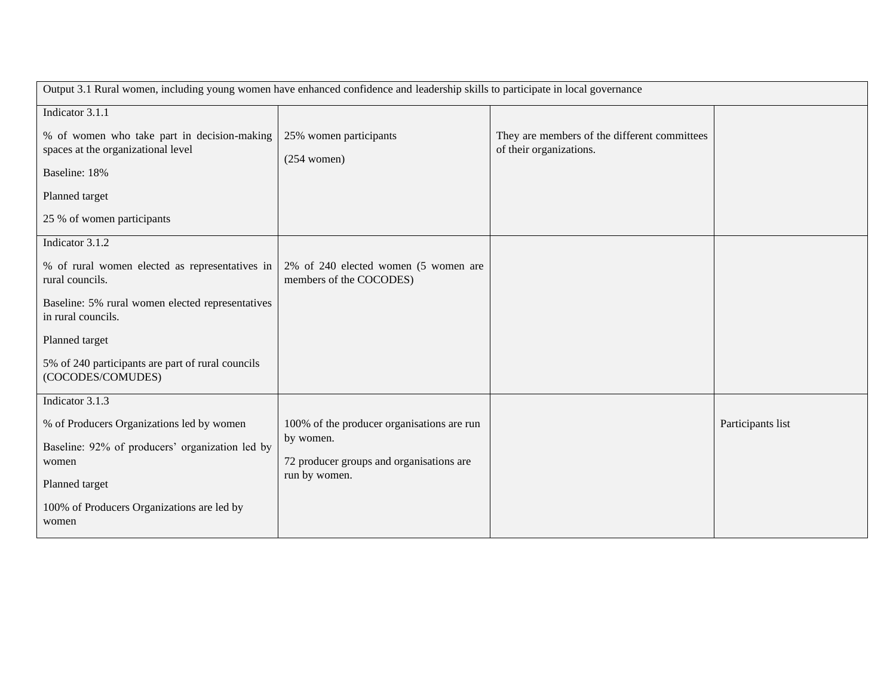| Output 3.1 Rural women, including young women have enhanced confidence and leadership skills to participate in local governance | | | |
|---|---|---|---|
| Indicator 3.1.1<br><br>% of women who take part in decision-making spaces at the organizational level<br><br>Baseline: 18%<br><br>Planned target<br><br>25 % of women participants | 25% women participants<br><br>(254 women) | They are members of the different committees of their organizations. | |
| Indicator 3.1.2<br><br>% of rural women elected as representatives in rural councils.<br><br>Baseline: 5% rural women elected representatives in rural councils.<br><br>Planned target<br><br>5% of 240 participants are part of rural councils (COCODES/COMUDES) | 2% of 240 elected women (5 women are members of the COCODES) | | |
| Indicator 3.1.3<br><br>% of Producers Organizations led by women<br><br>Baseline: 92% of producers' organization led by women<br><br>Planned target<br><br>100% of Producers Organizations are led by women | 100% of the producer organisations are run by women.<br><br>72 producer groups and organisations are run by women. | | Participants list |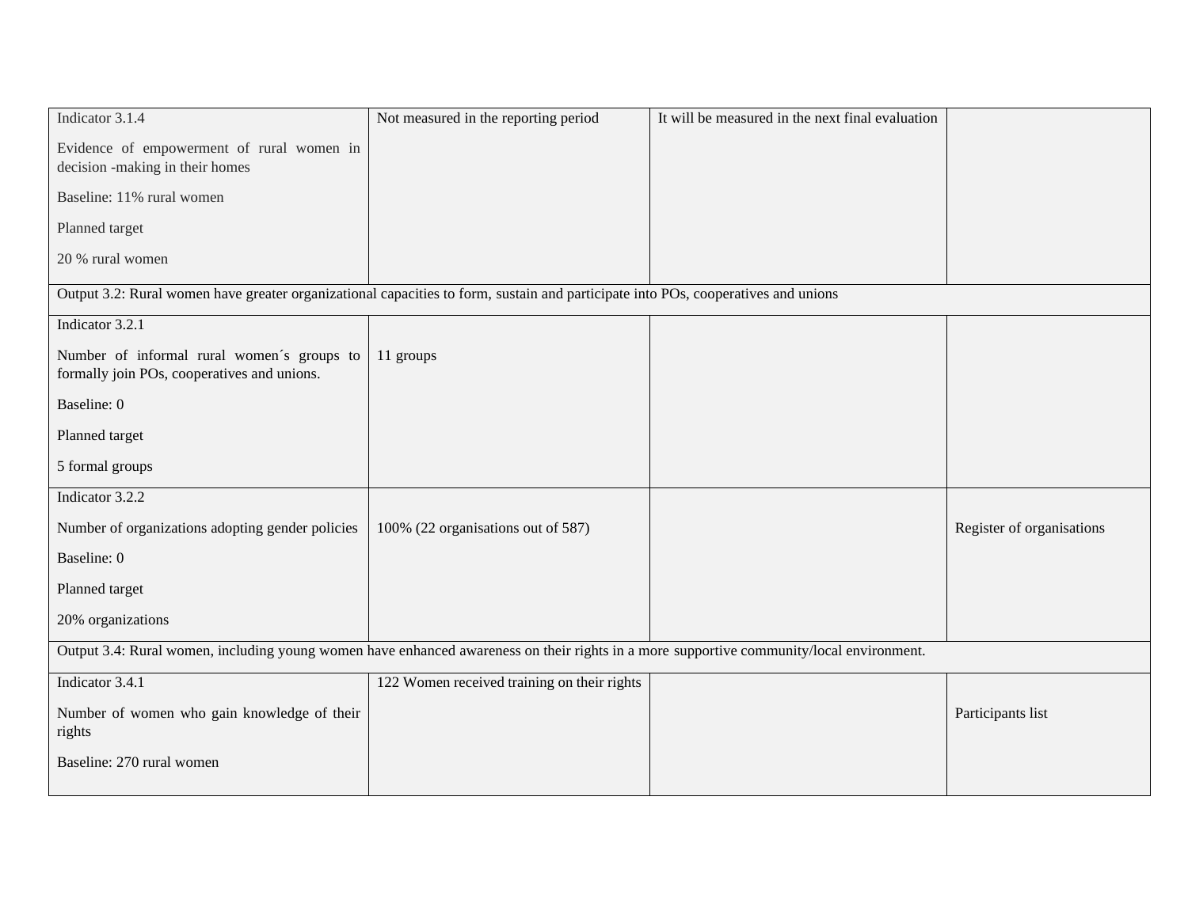| | | | |
|---|---|---|---|
| Indicator 3.1.4<br><br>Evidence of empowerment of rural women in decision -making in their homes<br><br>Baseline: 11% rural women<br><br>Planned target<br><br>20 % rural women | Not measured in the reporting period | It will be measured in the next final evaluation | |
| Output 3.2: Rural women have greater organizational capacities to form, sustain and participate into POs, cooperatives and unions | | | |
| Indicator 3.2.1<br><br>Number of informal rural women´s groups to formally join POs, cooperatives and unions.<br><br>Baseline: 0<br><br>Planned target<br><br>5 formal groups | 11 groups | | |
| Indicator 3.2.2<br><br>Number of organizations adopting gender policies<br><br>Baseline: 0<br><br>Planned target<br><br>20% organizations | 100% (22 organisations out of 587) | | Register of organisations |
| Output 3.4: Rural women, including young women have enhanced awareness on their rights in a more supportive community/local environment. | | | |
| Indicator 3.4.1<br><br>Number of women who gain knowledge of their rights<br><br>Baseline: 270 rural women | 122 Women received training on their rights | | Participants list |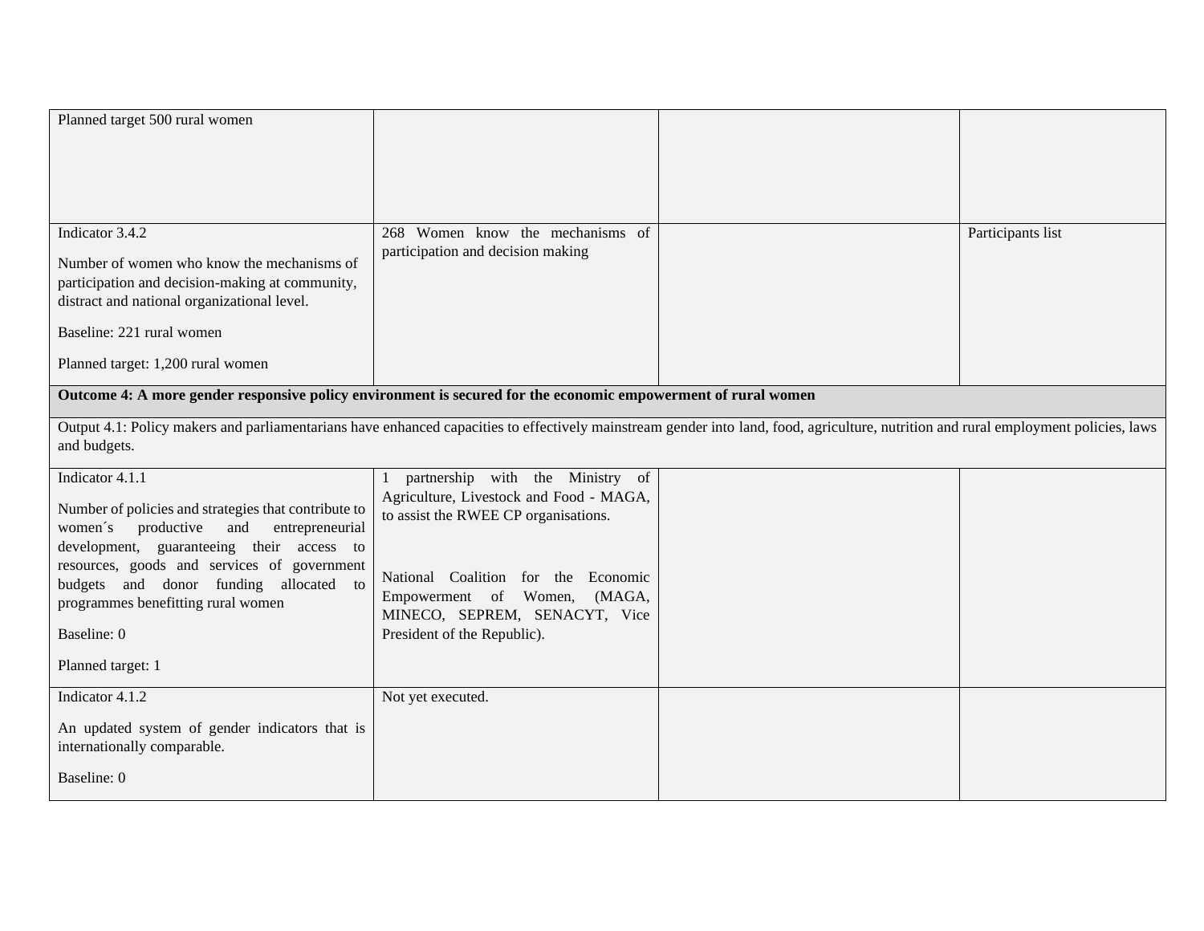| | | | |
|---|---|---|---|
| Planned target 500 rural women | | | |
| Indicator 3.4.2<br><br>Number of women who know the mechanisms of participation and decision-making at community, distract and national organizational level.<br><br>Baseline: 221 rural women<br><br>Planned target: 1,200 rural women | 268 Women know the mechanisms of participation and decision making | | Participants list |
| **Outcome 4: A more gender responsive policy environment is secured for the economic empowerment of rural women** | | | |
| Output 4.1: Policy makers and parliamentarians have enhanced capacities to effectively mainstream gender into land, food, agriculture, nutrition and rural employment policies, laws and budgets. | | | |
| Indicator 4.1.1<br><br>Number of policies and strategies that contribute to women´s productive and entrepreneurial development, guaranteeing their access to resources, goods and services of government budgets and donor funding allocated to programmes benefitting rural women<br><br>Baseline: 0<br><br>Planned target: 1 | 1 partnership with the Ministry of Agriculture, Livestock and Food - MAGA, to assist the RWEE CP organisations.<br><br>National Coalition for the Economic Empowerment of Women, (MAGA, MINECO, SEPREM, SENACYT, Vice President of the Republic). | | |
| Indicator 4.1.2<br><br>An updated system of gender indicators that is internationally comparable.<br><br>Baseline: 0 | Not yet executed. | | |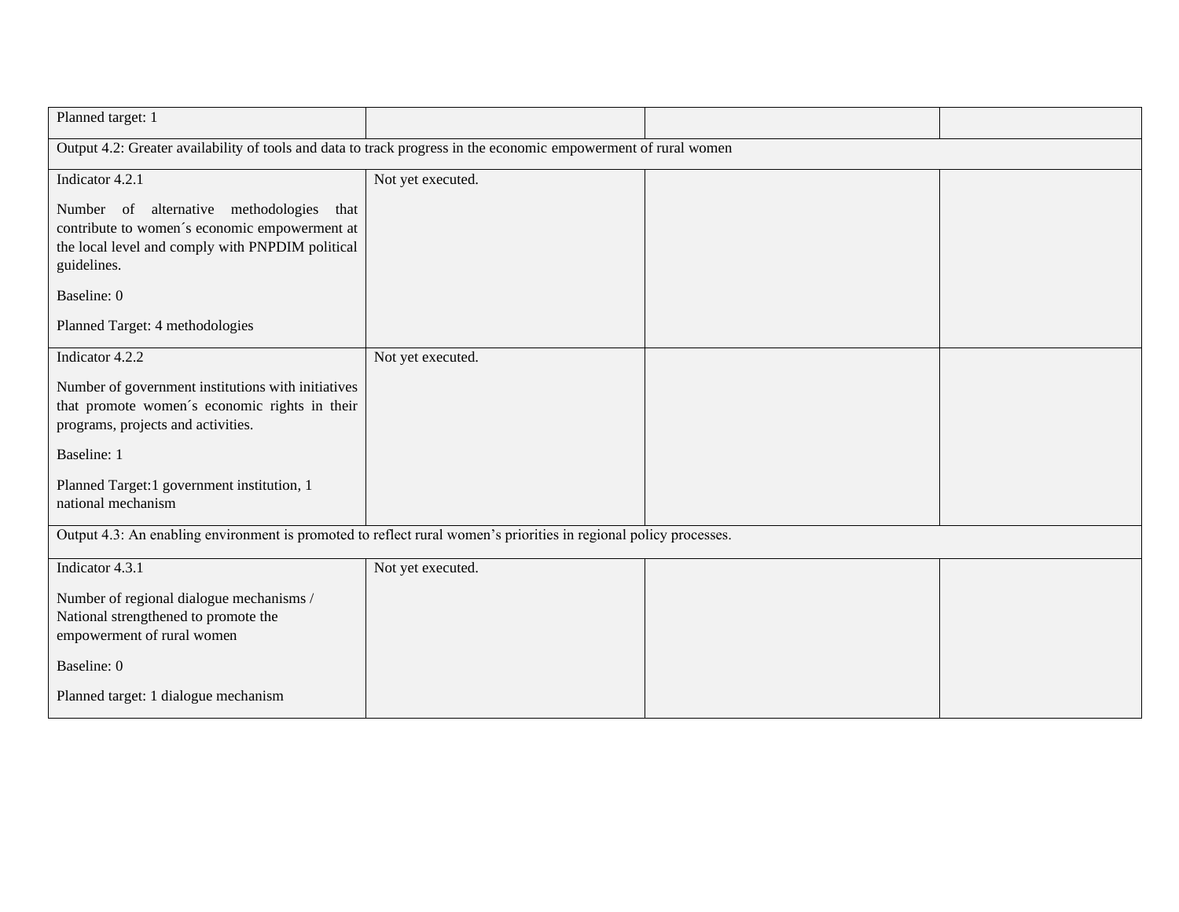| | | | |
|---|---|---|---|
| Planned target: 1 | | | |
| Output 4.2: Greater availability of tools and data to track progress in the economic empowerment of rural women | | | |
| Indicator 4.2.1<br><br>Number of alternative methodologies that contribute to women´s economic empowerment at the local level and comply with PNPDIM political guidelines.<br><br>Baseline: 0<br><br>Planned Target: 4 methodologies | Not yet executed. | | |
| Indicator 4.2.2<br><br>Number of government institutions with initiatives that promote women´s economic rights in their programs, projects and activities.<br><br>Baseline: 1<br><br>Planned Target:1 government institution, 1 national mechanism | Not yet executed. | | |
| Output 4.3: An enabling environment is promoted to reflect rural women's priorities in regional policy processes. | | | |
| Indicator 4.3.1<br><br>Number of regional dialogue mechanisms / National strengthened to promote the empowerment of rural women<br><br>Baseline: 0<br><br>Planned target: 1 dialogue mechanism | Not yet executed. | | |